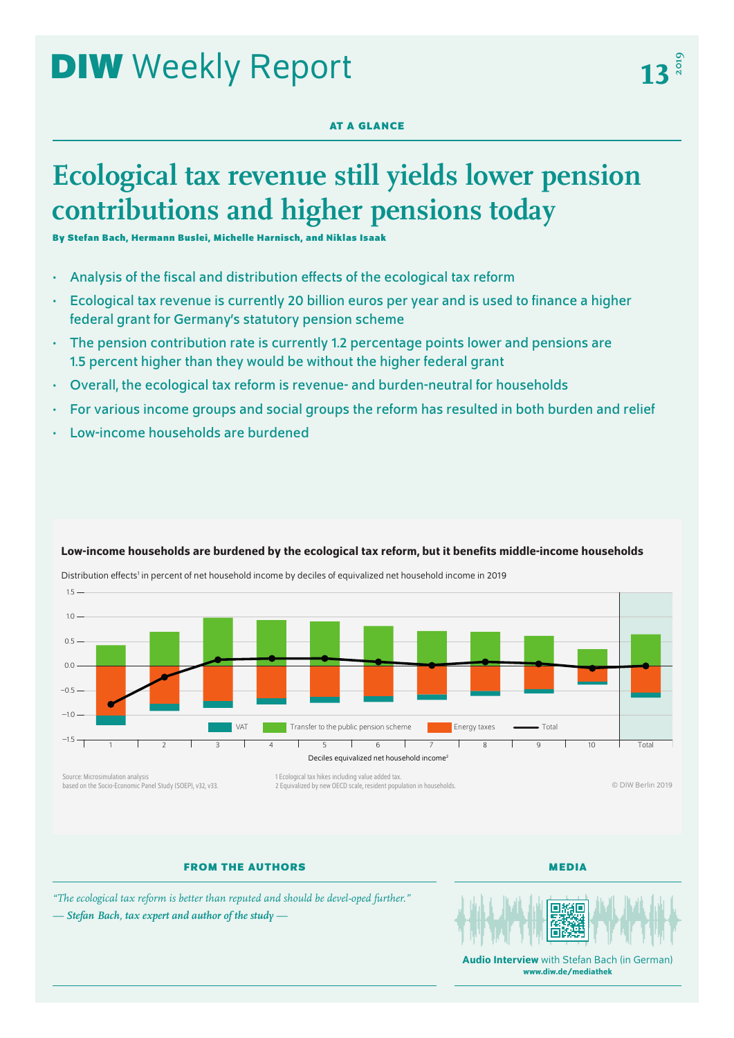# DIW Weekly Report

**AT A GLANCE**

# Ecological tax revenue still yields lower pension contributions and higher pensions today

**By Stefan Bach, Hermann Buslei, Michelle Harnisch, and Niklas Isaak**

- Analysis of the fiscal and distribution effects of the ecological tax reform
- Ecological tax revenue is currently 20 billion euros per year and is used to finance a higher federal grant for Germany's statutory pension scheme
- The pension contribution rate is currently 1.2 percentage points lower and pensions are 1.5 percent higher than they would be without the higher federal grant
- Overall, the ecological tax reform is revenue- and burden-neutral for households
- For various income groups and social groups the reform has resulted in both burden and relief
- Low-income households are burdened

**Low-income households are burdened by the ecological tax reform, but it benefits middle-income households**

Distribution effects[1] in percent of net household income by deciles of equivalized net household income in 2019

Legend: VAT; Transfer to the public pension scheme; Energy taxes; Total

Deciles equivalized net household income[2]

Source: Microsimulation analysis based on the Socio-Economic Panel Study (SOEP), v32, v33.

1 Ecological tax hikes including value added tax.
2 Equivalized by new OECD scale, resident population in households.

© DIW Berlin 2019

**FROM THE AUTHORS**

*"The ecological tax reform is better than reputed and should be devel-oped further."*
***— Stefan Bach, tax expert and author of the study —***

**MEDIA**

**Audio Interview** with Stefan Bach (in German)
**www.diw.de/mediathek**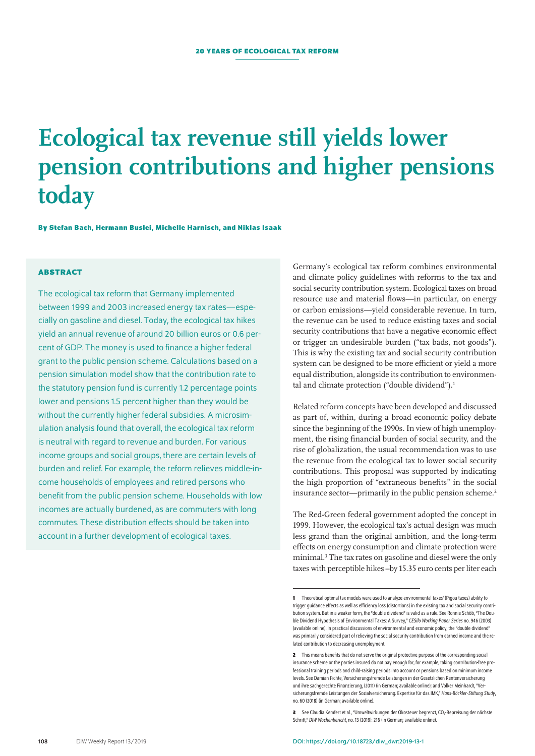# Ecological tax revenue still yields lower pension contributions and higher pensions today

**By Stefan Bach, Hermann Buslei, Michelle Harnisch, and Niklas Isaak**

## ABSTRACT

The ecological tax reform that Germany implemented between 1999 and 2003 increased energy tax rates—especially on gasoline and diesel. Today, the ecological tax hikes yield an annual revenue of around 20 billion euros or 0.6 percent of GDP. The money is used to finance a higher federal grant to the public pension scheme. Calculations based on a pension simulation model show that the contribution rate to the statutory pension fund is currently 1.2 percentage points lower and pensions 1.5 percent higher than they would be without the currently higher federal subsidies. A microsimulation analysis found that overall, the ecological tax reform is neutral with regard to revenue and burden. For various income groups and social groups, there are certain levels of burden and relief. For example, the reform relieves middle-income households of employees and retired persons who benefit from the public pension scheme. Households with low incomes are actually burdened, as are commuters with long commutes. These distribution effects should be taken into account in a further development of ecological taxes.

Germany's ecological tax reform combines environmental and climate policy guidelines with reforms to the tax and social security contribution system. Ecological taxes on broad resource use and material flows—in particular, on energy or carbon emissions—yield considerable revenue. In turn, the revenue can be used to reduce existing taxes and social security contributions that have a negative economic effect or trigger an undesirable burden ("tax bads, not goods"). This is why the existing tax and social security contribution system can be designed to be more efficient or yield a more equal distribution, alongside its contribution to environmental and climate protection ("double dividend").[1]

Related reform concepts have been developed and discussed as part of, within, during a broad economic policy debate since the beginning of the 1990s. In view of high unemployment, the rising financial burden of social security, and the rise of globalization, the usual recommendation was to use the revenue from the ecological tax to lower social security contributions. This proposal was supported by indicating the high proportion of "extraneous benefits" in the social insurance sector—primarily in the public pension scheme.[2]

The Red-Green federal government adopted the concept in 1999. However, the ecological tax's actual design was much less grand than the original ambition, and the long-term effects on energy consumption and climate protection were minimal.[3] The tax rates on gasoline and diesel were the only taxes with perceptible hikes –by 15.35 euro cents per liter each

---

[1] Theoretical optimal tax models were used to analyze environmental taxes' (Pigou taxes) ability to trigger guidance effects as well as efficiency loss (distortions) in the existing tax and social security contribution system. But in a weaker form, the "double dividend" is valid as a rule. See Ronnie Schöb, "The Double Dividend Hypothesis of Environmental Taxes: A Survey," *CESifo Working Paper Series* no. 946 (2003) (available online). In practical discussions of environmental and economic policy, the "double dividend" was primarily considered part of relieving the social security contribution from earned income and the related contribution to decreasing unemployment.

[2] This means benefits that do not serve the original protective purpose of the corresponding social insurance scheme or the parties insured do not pay enough for, for example, taking contribution-free professional training periods and child-raising periods into account or pensions based on minimum income levels. See Damian Fichte, Versicherungsfremde Leistungen in der Gesetzlichen Rentenversicherung und ihre sachgerechte Finanzierung, (2011) (in German; available online); and Volker Meinhardt, "Versicherungsfremde Leistungen der Sozialversicherung. Expertise für das IMK," *Hans-Böckler-Stiftung Study*, no. 60 (2018) (in German; available online).

[3] See Claudia Kemfert et al., "Umweltwirkungen der Ökosteuer begrenzt, $CO_2$-Bepreisung der nächste Schritt," *DIW Wochenbericht*, no. 13 (2019): 216 (in German; available online).

DOI: https://doi.org/10.18723/diw_dwr:2019-13-1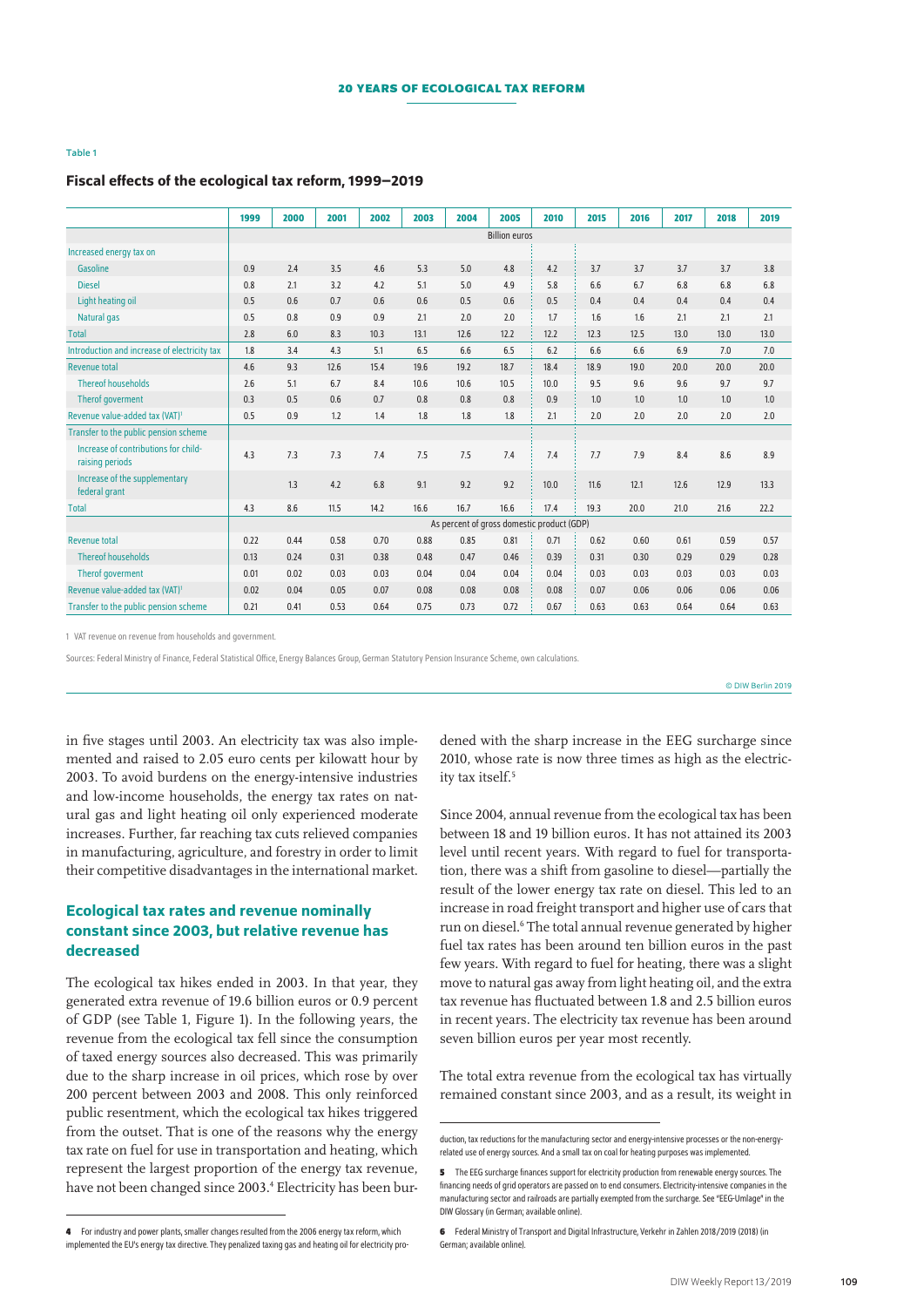Table 1

### Fiscal effects of the ecological tax reform, 1999–2019

| | 1999 | 2000 | 2001 | 2002 | 2003 | 2004 | 2005 | 2010 | 2015 | 2016 | 2017 | 2018 | 2019 |
|---|---|---|---|---|---|---|---|---|---|---|---|---|---|
| | Billion euros | | | | | | | | | | | | |
| Increased energy tax on | | | | | | | | | | | | | |
| Gasoline | 0.9 | 2.4 | 3.5 | 4.6 | 5.3 | 5.0 | 4.8 | 4.2 | 3.7 | 3.7 | 3.7 | 3.7 | 3.8 |
| Diesel | 0.8 | 2.1 | 3.2 | 4.2 | 5.1 | 5.0 | 4.9 | 5.8 | 6.6 | 6.7 | 6.8 | 6.8 | 6.8 |
| Light heating oil | 0.5 | 0.6 | 0.7 | 0.6 | 0.6 | 0.5 | 0.6 | 0.5 | 0.4 | 0.4 | 0.4 | 0.4 | 0.4 |
| Natural gas | 0.5 | 0.8 | 0.9 | 0.9 | 2.1 | 2.0 | 2.0 | 1.7 | 1.6 | 1.6 | 2.1 | 2.1 | 2.1 |
| Total | 2.8 | 6.0 | 8.3 | 10.3 | 13.1 | 12.6 | 12.2 | 12.2 | 12.3 | 12.5 | 13.0 | 13.0 | 13.0 |
| Introduction and increase of electricity tax | 1.8 | 3.4 | 4.3 | 5.1 | 6.5 | 6.6 | 6.5 | 6.2 | 6.6 | 6.6 | 6.9 | 7.0 | 7.0 |
| Revenue total | 4.6 | 9.3 | 12.6 | 15.4 | 19.6 | 19.2 | 18.7 | 18.4 | 18.9 | 19.0 | 20.0 | 20.0 | 20.0 |
| Thereof households | 2.6 | 5.1 | 6.7 | 8.4 | 10.6 | 10.6 | 10.5 | 10.0 | 9.5 | 9.6 | 9.6 | 9.7 | 9.7 |
| Therof goverment | 0.3 | 0.5 | 0.6 | 0.7 | 0.8 | 0.8 | 0.8 | 0.9 | 1.0 | 1.0 | 1.0 | 1.0 | 1.0 |
| Revenue value-added tax (VAT)[1] | 0.5 | 0.9 | 1.2 | 1.4 | 1.8 | 1.8 | 1.8 | 2.1 | 2.0 | 2.0 | 2.0 | 2.0 | 2.0 |
| Transfer to the public pension scheme | | | | | | | | | | | | | |
| Increase of contributions for child-raising periods | 4.3 | 7.3 | 7.3 | 7.4 | 7.5 | 7.5 | 7.4 | 7.4 | 7.7 | 7.9 | 8.4 | 8.6 | 8.9 |
| Increase of the supplementary federal grant | | 1.3 | 4.2 | 6.8 | 9.1 | 9.2 | 9.2 | 10.0 | 11.6 | 12.1 | 12.6 | 12.9 | 13.3 |
| Total | 4.3 | 8.6 | 11.5 | 14.2 | 16.6 | 16.7 | 16.6 | 17.4 | 19.3 | 20.0 | 21.0 | 21.6 | 22.2 |
| | As percent of gross domestic product (GDP) | | | | | | | | | | | | |
| Revenue total | 0.22 | 0.44 | 0.58 | 0.70 | 0.88 | 0.85 | 0.81 | 0.71 | 0.62 | 0.60 | 0.61 | 0.59 | 0.57 |
| Thereof households | 0.13 | 0.24 | 0.31 | 0.38 | 0.48 | 0.47 | 0.46 | 0.39 | 0.31 | 0.30 | 0.29 | 0.29 | 0.28 |
| Therof goverment | 0.01 | 0.02 | 0.03 | 0.03 | 0.04 | 0.04 | 0.04 | 0.04 | 0.03 | 0.03 | 0.03 | 0.03 | 0.03 |
| Revenue value-added tax (VAT)[1] | 0.02 | 0.04 | 0.05 | 0.07 | 0.08 | 0.08 | 0.08 | 0.08 | 0.07 | 0.06 | 0.06 | 0.06 | 0.06 |
| Transfer to the public pension scheme | 0.21 | 0.41 | 0.53 | 0.64 | 0.75 | 0.73 | 0.72 | 0.67 | 0.63 | 0.63 | 0.64 | 0.64 | 0.63 |

1 VAT revenue on revenue from households and government.

Sources: Federal Ministry of Finance, Federal Statistical Office, Energy Balances Group, German Statutory Pension Insurance Scheme, own calculations.

© DIW Berlin 2019

in five stages until 2003. An electricity tax was also implemented and raised to 2.05 euro cents per kilowatt hour by 2003. To avoid burdens on the energy-intensive industries and low-income households, the energy tax rates on natural gas and light heating oil only experienced moderate increases. Further, far reaching tax cuts relieved companies in manufacturing, agriculture, and forestry in order to limit their competitive disadvantages in the international market.

## Ecological tax rates and revenue nominally constant since 2003, but relative revenue has decreased

The ecological tax hikes ended in 2003. In that year, they generated extra revenue of 19.6 billion euros or 0.9 percent of GDP (see Table 1, Figure 1). In the following years, the revenue from the ecological tax fell since the consumption of taxed energy sources also decreased. This was primarily due to the sharp increase in oil prices, which rose by over 200 percent between 2003 and 2008. This only reinforced public resentment, which the ecological tax hikes triggered from the outset. That is one of the reasons why the energy tax rate on fuel for use in transportation and heating, which represent the largest proportion of the energy tax revenue, have not been changed since 2003.[4] Electricity has been burdened with the sharp increase in the EEG surcharge since 2010, whose rate is now three times as high as the electricity tax itself.[5]

Since 2004, annual revenue from the ecological tax has been between 18 and 19 billion euros. It has not attained its 2003 level until recent years. With regard to fuel for transportation, there was a shift from gasoline to diesel—partially the result of the lower energy tax rate on diesel. This led to an increase in road freight transport and higher use of cars that run on diesel.[6] The total annual revenue generated by higher fuel tax rates has been around ten billion euros in the past few years. With regard to fuel for heating, there was a slight move to natural gas away from light heating oil, and the extra tax revenue has fluctuated between 1.8 and 2.5 billion euros in recent years. The electricity tax revenue has been around seven billion euros per year most recently.

The total extra revenue from the ecological tax has virtually remained constant since 2003, and as a result, its weight in

4 For industry and power plants, smaller changes resulted from the 2006 energy tax reform, which implemented the EU's energy tax directive. They penalized taxing gas and heating oil for electricity production, tax reductions for the manufacturing sector and energy-intensive processes or the non-energy-related use of energy sources. And a small tax on coal for heating purposes was implemented.

5 The EEG surcharge finances support for electricity production from renewable energy sources. The financing needs of grid operators are passed on to end consumers. Electricity-intensive companies in the manufacturing sector and railroads are partially exempted from the surcharge. See "EEG-Umlage" in the DIW Glossary (in German; available online).

6 Federal Ministry of Transport and Digital Infrastructure, Verkehr in Zahlen 2018/2019 (2018) (in German; available online).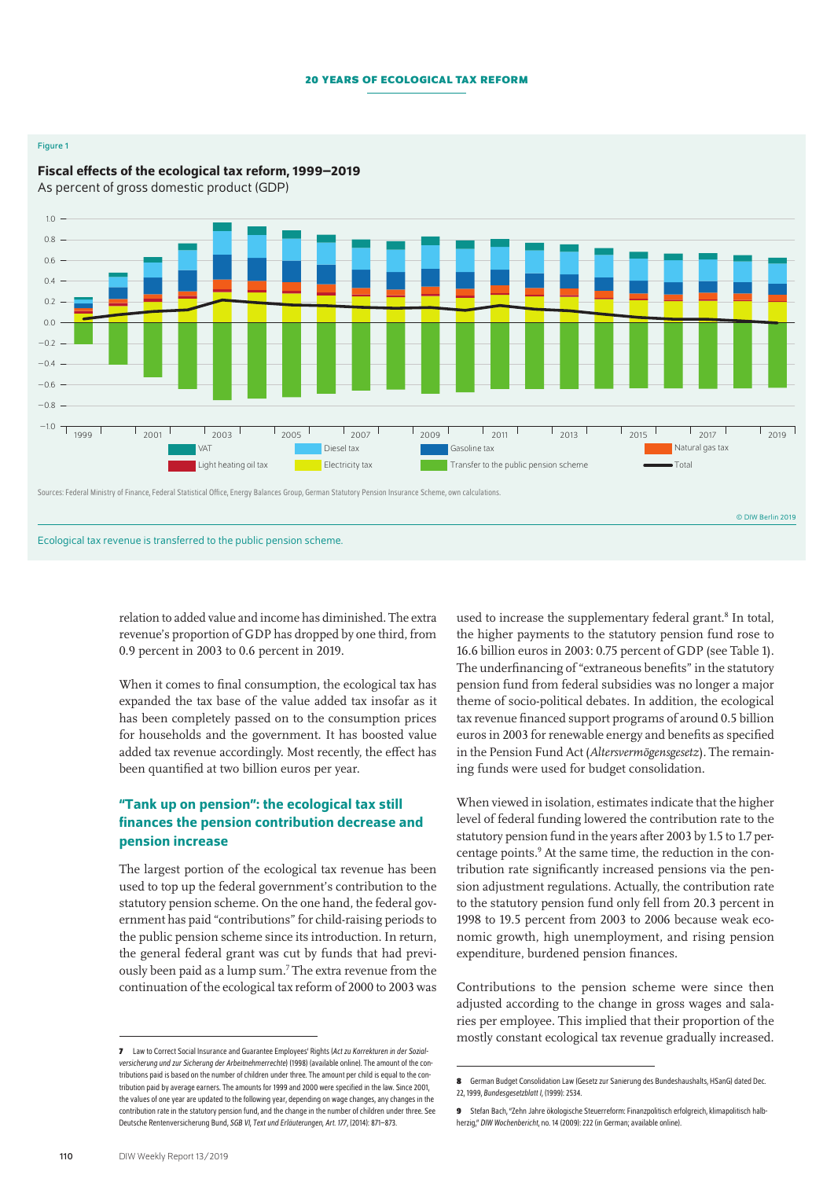Figure 1

**Fiscal effects of the ecological tax reform, 1999–2019**

As percent of gross domestic product (GDP)

Legend: VAT; Diesel tax; Gasoline tax; Natural gas tax; Light heating oil tax; Electricity tax; Transfer to the public pension scheme; Total

Sources: Federal Ministry of Finance, Federal Statistical Office, Energy Balances Group, German Statutory Pension Insurance Scheme, own calculations.

© DIW Berlin 2019

Ecological tax revenue is transferred to the public pension scheme.

relation to added value and income has diminished. The extra revenue's proportion of GDP has dropped by one third, from 0.9 percent in 2003 to 0.6 percent in 2019.

When it comes to final consumption, the ecological tax has expanded the tax base of the value added tax insofar as it has been completely passed on to the consumption prices for households and the government. It has boosted value added tax revenue accordingly. Most recently, the effect has been quantified at two billion euros per year.

## "Tank up on pension": the ecological tax still finances the pension contribution decrease and pension increase

The largest portion of the ecological tax revenue has been used to top up the federal government's contribution to the statutory pension scheme. On the one hand, the federal government has paid "contributions" for child-raising periods to the public pension scheme since its introduction. In return, the general federal grant was cut by funds that had previously been paid as a lump sum.[7] The extra revenue from the continuation of the ecological tax reform of 2000 to 2003 was used to increase the supplementary federal grant.[8] In total, the higher payments to the statutory pension fund rose to 16.6 billion euros in 2003: 0.75 percent of GDP (see Table 1). The underfinancing of "extraneous benefits" in the statutory pension fund from federal subsidies was no longer a major theme of socio-political debates. In addition, the ecological tax revenue financed support programs of around 0.5 billion euros in 2003 for renewable energy and benefits as specified in the Pension Fund Act (*Altersvermögensgesetz*). The remaining funds were used for budget consolidation.

When viewed in isolation, estimates indicate that the higher level of federal funding lowered the contribution rate to the statutory pension fund in the years after 2003 by 1.5 to 1.7 percentage points.[9] At the same time, the reduction in the contribution rate significantly increased pensions via the pension adjustment regulations. Actually, the contribution rate to the statutory pension fund only fell from 20.3 percent in 1998 to 19.5 percent from 2003 to 2006 because weak economic growth, high unemployment, and rising pension expenditure, burdened pension finances.

Contributions to the pension scheme were since then adjusted according to the change in gross wages and salaries per employee. This implied that their proportion of the mostly constant ecological tax revenue gradually increased.

---

[7] Law to Correct Social Insurance and Guarantee Employees' Rights (*Act zu Korrekturen in der Sozialversicherung und zur Sicherung der Arbeitnehmerrechte*) (1998) (available online). The amount of the contributions paid is based on the number of children under three. The amount per child is equal to the contribution paid by average earners. The amounts for 1999 and 2000 were specified in the law. Since 2001, the values of one year are updated to the following year, depending on wage changes, any changes in the contribution rate in the statutory pension fund, and the change in the number of children under three. See Deutsche Rentenversicherung Bund, *SGB VI, Text und Erläuterungen, Art. 177*, (2014): 871–873.

[8] German Budget Consolidation Law (Gesetz zur Sanierung des Bundeshaushalts, HSanG) dated Dec. 22, 1999, *Bundesgesetzblatt I*, (1999): 2534.

[9] Stefan Bach, "Zehn Jahre ökologische Steuerreform: Finanzpolitisch erfolgreich, klimapolitisch halbherzig," *DIW Wochenbericht*, no. 14 (2009): 222 (in German; available online).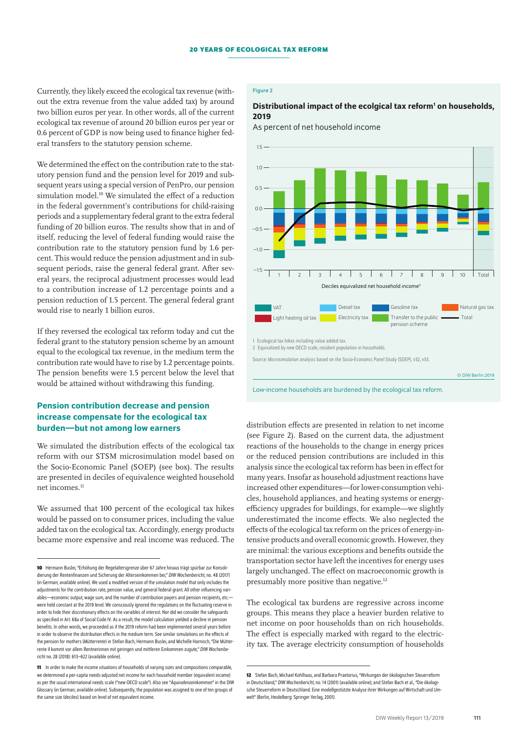Currently, they likely exceed the ecological tax revenue (without the extra revenue from the value added tax) by around two billion euros per year. In other words, all of the current ecological tax revenue of around 20 billion euros per year or 0.6 percent of GDP is now being used to finance higher federal transfers to the statutory pension scheme.

We determined the effect on the contribution rate to the statutory pension fund and the pension level for 2019 and subsequent years using a special version of PenPro, our pension simulation model.[10] We simulated the effect of a reduction in the federal government's contributions for child-raising periods and a supplementary federal grant to the extra federal funding of 20 billion euros. The results show that in and of itself, reducing the level of federal funding would raise the contribution rate to the statutory pension fund by 1.6 percent. This would reduce the pension adjustment and in subsequent periods, raise the general federal grant. After several years, the reciprocal adjustment processes would lead to a contribution increase of 1.2 percentage points and a pension reduction of 1.5 percent. The general federal grant would rise to nearly 1 billion euros.

If they reversed the ecological tax reform today and cut the federal grant to the statutory pension scheme by an amount equal to the ecological tax revenue, in the medium term the contribution rate would have to rise by 1.2 percentage points. The pension benefits were 1.5 percent below the level that would be attained without withdrawing this funding.

## Pension contribution decrease and pension increase compensate for the ecological tax burden—but not among low earners

We simulated the distribution effects of the ecological tax reform with our STSM microsimulation model based on the Socio-Economic Panel (SOEP) (see box). The results are presented in deciles of equivalence weighted household net incomes.[11]

We assumed that 100 percent of the ecological tax hikes would be passed on to consumer prices, including the value added tax on the ecological tax. Accordingly, energy products became more expensive and real income was reduced. The distribution effects are presented in relation to net income (see Figure 2). Based on the current data, the adjustment reactions of the households to the change in energy prices or the reduced pension contributions are included in this analysis since the ecological tax reform has been in effect for many years. Insofar as household adjustment reactions have increased other expenditures—for lower-consumption vehicles, household appliances, and heating systems or energy-efficiency upgrades for buildings, for example—we slightly underestimated the income effects. We also neglected the effects of the ecological tax reform on the prices of energy-intensive products and overall economic growth. However, they are minimal: the various exceptions and benefits outside the transportation sector have left the incentives for energy uses largely unchanged. The effect on macroeconomic growth is presumably more positive than negative.[12]

The ecological tax burdens are regressive across income groups. This means they place a heavier burden relative to net income on poor households than on rich households. The effect is especially marked with regard to the electricity tax. The average electricity consumption of households

Figure 2

**Distributional impact of the ecolgical tax reform[1] on households, 2019**

As percent of net household income

Deciles equivalized net household income[2]

Legend: VAT; Diesel tax; Gasoline tax; Natural gas tax; Light heating oil tax; Electricity tax; Transfer to the public pension scheme; Total

1 Ecological tax hikes including value added tax.

2 Equivalized by new OECD scale, resident population in households.

Source: Microsimulation analysis based on the Socio-Economic Panel Study (SOEP), v32, v33.

© DIW Berlin 2019

Low-income households are burdened by the ecological tax reform.

---

10 Hermann Buslei, "Erhöhung der Regelaltersgrenze über 67 Jahre hinaus trägt spürbar zur Konsolidierung der Rentenfinanzen und Sicherung der Alterseinkommen bei," *DIW Wochenbericht*, no. 48 (2017) (in German; available online). We used a modified version of the simulation model that only includes the adjustments for the contribution rate, pension value, and general federal grant. All other influencing variables—economic output, wage sum, and the number of contribution payers and pension recipients, etc.—were held constant at the 2019 level. We consciously ignored the regulations on the fluctuating reserve in order to hide their discretionary effects on the variables of interest. Nor did we consider the safeguards as specified in Art. 68a of Social Code IV. As a result, the model calculation yielded a decline in pension benefits. In other words, we proceeded as if the 2019 reform had been implemented several years before in order to observe the distribution effects in the medium term. See similar simulations on the effects of the pension for mothers (*Mütterrente*) in Stefan Bach, Hermann Buslei, and Michelle Harnisch, "Die Mütterrente II kommt vor allem Rentnerinnen mit geringen und mittleren Einkommen zugute," *DIW Wochenbericht* no. 28 (2018): 613–622 (available online).

11 In order to make the income situations of households of varying sizes and compositions comparable, we determined a per-capita needs-adjusted net income for each household member (equivalent income) as per the usual international needs scale ("new OECD scale"). Also see "*Äquivalenzeinkommen*" in the DIW Glossary (in German; available online). Subsequently, the population was assigned to one of ten groups of the same size (deciles) based on level of net equivalent income.

12 Stefan Bach, Michael Kohlhaas, and Barbara Praetorius, "Wirkungen der ökologischen Steuerreform in Deutschland," *DIW Wochenbericht*, no. 14 (2001) (available online); and Stefan Bach et al., "Die ökologische Steuerreform in Deutschland. Eine modellgestützte Analyse ihrer Wirkungen auf Wirtschaft und Umwelt" (Berlin, Heidelberg: Springer Verlag, 2001).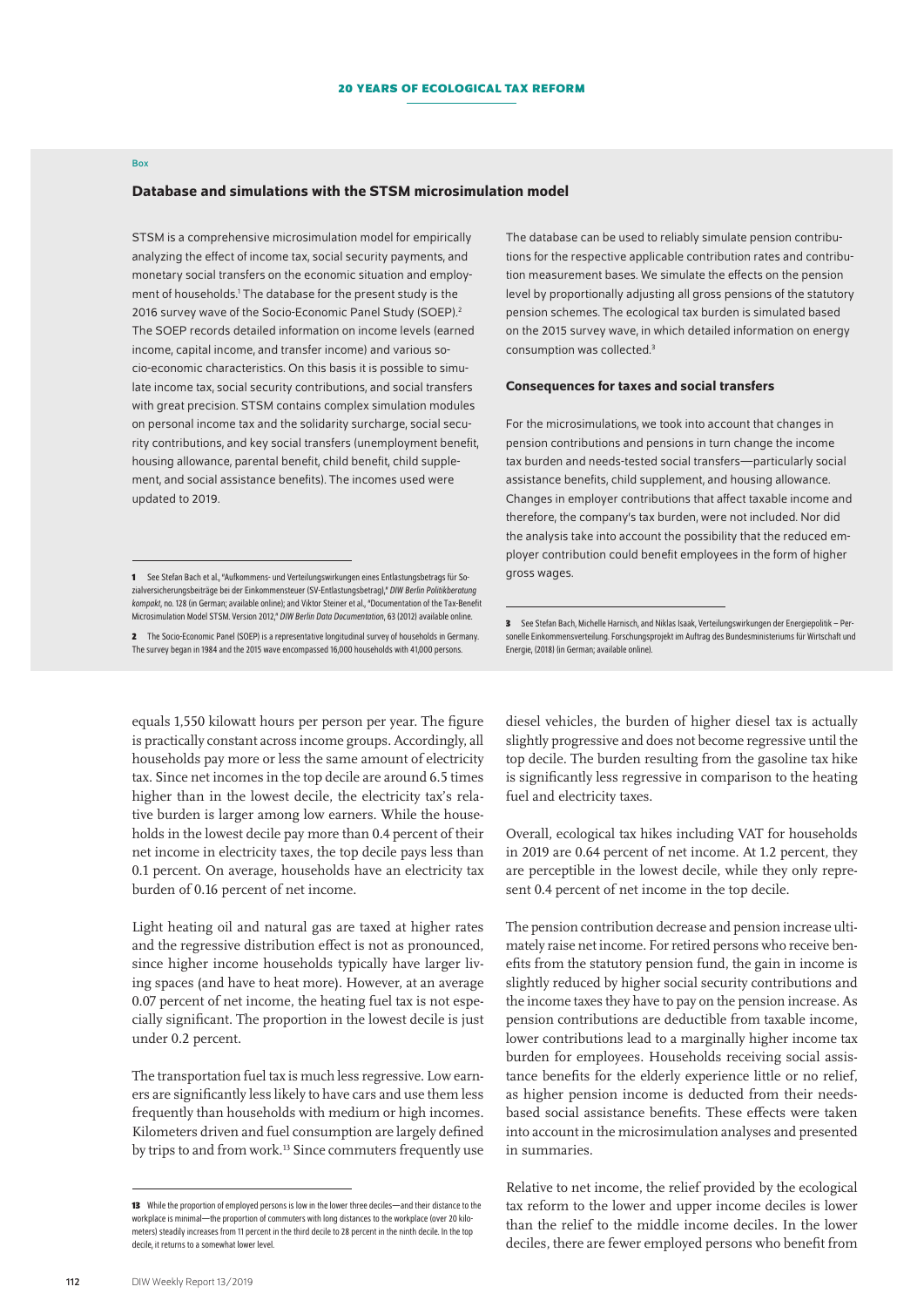Box

### Database and simulations with the STSM microsimulation model

STSM is a comprehensive microsimulation model for empirically analyzing the effect of income tax, social security payments, and monetary social transfers on the economic situation and employment of households.[1] The database for the present study is the 2016 survey wave of the Socio-Economic Panel Study (SOEP).[2] The SOEP records detailed information on income levels (earned income, capital income, and transfer income) and various socio-economic characteristics. On this basis it is possible to simulate income tax, social security contributions, and social transfers with great precision. STSM contains complex simulation modules on personal income tax and the solidarity surcharge, social security contributions, and key social transfers (unemployment benefit, housing allowance, parental benefit, child benefit, child supplement, and social assistance benefits). The incomes used were updated to 2019.

The database can be used to reliably simulate pension contributions for the respective applicable contribution rates and contribution measurement bases. We simulate the effects on the pension level by proportionally adjusting all gross pensions of the statutory pension schemes. The ecological tax burden is simulated based on the 2015 survey wave, in which detailed information on energy consumption was collected.[3]

#### Consequences for taxes and social transfers

For the microsimulations, we took into account that changes in pension contributions and pensions in turn change the income tax burden and needs-tested social transfers—particularly social assistance benefits, child supplement, and housing allowance. Changes in employer contributions that affect taxable income and therefore, the company's tax burden, were not included. Nor did the analysis take into account the possibility that the reduced employer contribution could benefit employees in the form of higher gross wages.

1 See Stefan Bach et al., "Aufkommens- und Verteilungswirkungen eines Entlastungsbetrags für Sozialversicherungsbeiträge bei der Einkommensteuer (SV-Entlastungsbetrag)," *DIW Berlin Politikberatung kompakt*, no. 128 (in German; available online); and Viktor Steiner et al., "Documentation of the Tax-Benefit Microsimulation Model STSM. Version 2012," *DIW Berlin Data Documentation*, 63 (2012) available online.

2 The Socio-Economic Panel (SOEP) is a representative longitudinal survey of households in Germany. The survey began in 1984 and the 2015 wave encompassed 16,000 households with 41,000 persons.

3 See Stefan Bach, Michelle Harnisch, and Niklas Isaak, Verteilungswirkungen der Energiepolitik – Personelle Einkommensverteilung. Forschungsprojekt im Auftrag des Bundesministeriums für Wirtschaft und Energie, (2018) (in German; available online).

equals 1,550 kilowatt hours per person per year. The figure is practically constant across income groups. Accordingly, all households pay more or less the same amount of electricity tax. Since net incomes in the top decile are around 6.5 times higher than in the lowest decile, the electricity tax's relative burden is larger among low earners. While the households in the lowest decile pay more than 0.4 percent of their net income in electricity taxes, the top decile pays less than 0.1 percent. On average, households have an electricity tax burden of 0.16 percent of net income.

Light heating oil and natural gas are taxed at higher rates and the regressive distribution effect is not as pronounced, since higher income households typically have larger living spaces (and have to heat more). However, at an average 0.07 percent of net income, the heating fuel tax is not especially significant. The proportion in the lowest decile is just under 0.2 percent.

The transportation fuel tax is much less regressive. Low earners are significantly less likely to have cars and use them less frequently than households with medium or high incomes. Kilometers driven and fuel consumption are largely defined by trips to and from work.[13] Since commuters frequently use diesel vehicles, the burden of higher diesel tax is actually slightly progressive and does not become regressive until the top decile. The burden resulting from the gasoline tax hike is significantly less regressive in comparison to the heating fuel and electricity taxes.

Overall, ecological tax hikes including VAT for households in 2019 are 0.64 percent of net income. At 1.2 percent, they are perceptible in the lowest decile, while they only represent 0.4 percent of net income in the top decile.

The pension contribution decrease and pension increase ultimately raise net income. For retired persons who receive benefits from the statutory pension fund, the gain in income is slightly reduced by higher social security contributions and the income taxes they have to pay on the pension increase. As pension contributions are deductible from taxable income, lower contributions lead to a marginally higher income tax burden for employees. Households receiving social assistance benefits for the elderly experience little or no relief, as higher pension income is deducted from their needs-based social assistance benefits. These effects were taken into account in the microsimulation analyses and presented in summaries.

Relative to net income, the relief provided by the ecological tax reform to the lower and upper income deciles is lower than the relief to the middle income deciles. In the lower deciles, there are fewer employed persons who benefit from

13 While the proportion of employed persons is low in the lower three deciles—and their distance to the workplace is minimal—the proportion of commuters with long distances to the workplace (over 20 kilometers) steadily increases from 11 percent in the third decile to 28 percent in the ninth decile. In the top decile, it returns to a somewhat lower level.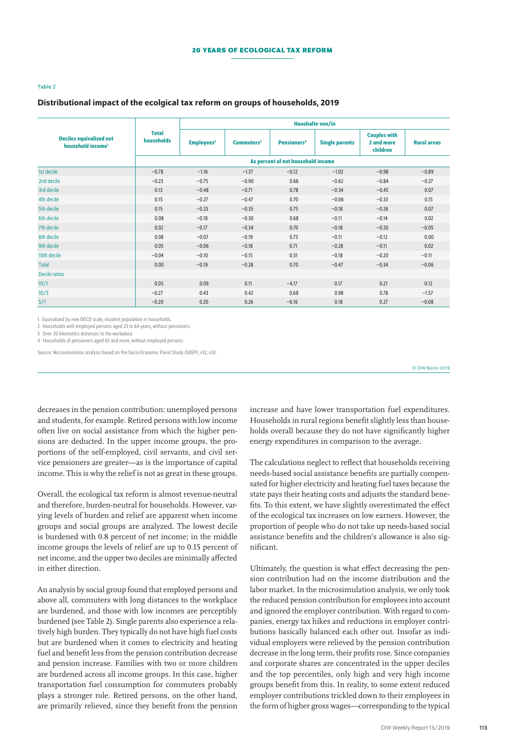Table 2

## Distributional impact of the ecolgical tax reform on groups of households, 2019

| Deciles equivalized net household income[1] | Total households | Haushalte von/in | | | | | |
|---|---|---|---|---|---|---|---|
| | | Employees[2] | Commuters[3] | Pensioners[4] | Single parents | Couples with 2 and more children | Rural areas |
| | As percent of net household income | | | | | | |
| 1st decile | −0.78 | −1.16 | −1.37 | −0.12 | −1.02 | −0.98 | −0.89 |
| 2nd decile | −0.23 | −0.75 | −0.90 | 0.66 | −0.62 | −0.84 | −0.27 |
| 3rd decile | 0.13 | −0.48 | −0.71 | 0.78 | −0.34 | −0.45 | 0.07 |
| 4th decile | 0.15 | −0.27 | −0.47 | 0.70 | −0.06 | −0.33 | 0.15 |
| 5th decile | 0.15 | −0.23 | −0.35 | 0.75 | −0.18 | −0.26 | 0.07 |
| 6th decile | 0.08 | −0.18 | −0.30 | 0.68 | −0.11 | −0.14 | 0.02 |
| 7th decile | 0.02 | −0.17 | −0.34 | 0.70 | −0.18 | −0.20 | −0.05 |
| 8th decile | 0.08 | −0.07 | −0.19 | 0.73 | −0.11 | −0.12 | 0.00 |
| 9th decile | 0.05 | −0.06 | −0.18 | 0.71 | −0.28 | −0.11 | 0.02 |
| 10th decile | −0.04 | −0.10 | −0.15 | 0.51 | −0.18 | −0.20 | −0.11 |
| Total | 0.00 | −0.19 | −0.28 | 0.70 | −0.47 | −0.34 | −0.06 |
| Decile ratios | | | | | | | |
| 10/1 | 0.05 | 0.09 | 0.11 | −4.17 | 0.17 | 0.21 | 0.12 |
| 10/5 | −0.27 | 0.43 | 0.42 | 0.68 | 0.98 | 0.78 | −1.57 |
| 5/1 | −0.20 | 0.20 | 0.26 | −6.16 | 0.18 | 0.27 | −0.08 |

1 Equivalized by new OECD scale, resident population in households.

2 Households with employed persons aged 25 to 64 years, without pensioners.

3 Over 20 kilometers distances to the workplace.

4 Households of pensioners aged 65 and more, without employed persons.

Source: Microsimulation analysis based on the Socio-Economic Panel Study (SOEP), v32, v33.

© DIW Berlin 2019

decreases in the pension contribution: unemployed persons and students, for example. Retired persons with low income often live on social assistance from which the higher pensions are deducted. In the upper income groups, the proportions of the self-employed, civil servants, and civil service pensioners are greater—as is the importance of capital income. This is why the relief is not as great in these groups.

Overall, the ecological tax reform is almost revenue-neutral and therefore, burden-neutral for households. However, varying levels of burden and relief are apparent when income groups and social groups are analyzed. The lowest decile is burdened with 0.8 percent of net income; in the middle income groups the levels of relief are up to 0.15 percent of net income, and the upper two deciles are minimally affected in either direction.

An analysis by social group found that employed persons and above all, commuters with long distances to the workplace are burdened, and those with low incomes are perceptibly burdened (see Table 2). Single parents also experience a relatively high burden. They typically do not have high fuel costs but are burdened when it comes to electricity and heating fuel and benefit less from the pension contribution decrease and pension increase. Families with two or more children are burdened across all income groups. In this case, higher transportation fuel consumption for commuters probably plays a stronger role. Retired persons, on the other hand, are primarily relieved, since they benefit from the pension increase and have lower transportation fuel expenditures. Households in rural regions benefit slightly less than households overall because they do not have significantly higher energy expenditures in comparison to the average.

The calculations neglect to reflect that households receiving needs-based social assistance benefits are partially compensated for higher electricity and heating fuel taxes because the state pays their heating costs and adjusts the standard benefits. To this extent, we have slightly overestimated the effect of the ecological tax increases on low earners. However, the proportion of people who do not take up needs-based social assistance benefits and the children's allowance is also significant.

Ultimately, the question is what effect decreasing the pension contribution had on the income distribution and the labor market. In the microsimulation analysis, we only took the reduced pension contribution for employees into account and ignored the employer contribution. With regard to companies, energy tax hikes and reductions in employer contributions basically balanced each other out. Insofar as individual employers were relieved by the pension contribution decrease in the long term, their profits rose. Since companies and corporate shares are concentrated in the upper deciles and the top percentiles, only high and very high income groups benefit from this. In reality, to some extent reduced employer contributions trickled down to their employees in the form of higher gross wages—corresponding to the typical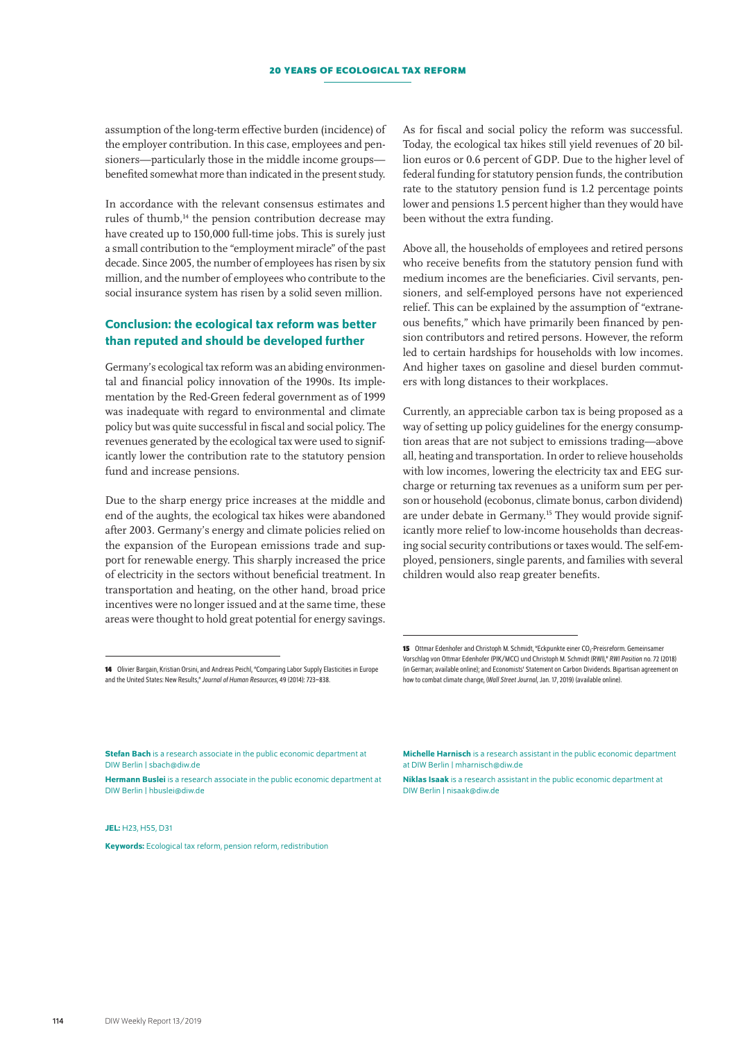assumption of the long-term effective burden (incidence) of the employer contribution. In this case, employees and pensioners—particularly those in the middle income groups—benefited somewhat more than indicated in the present study.

In accordance with the relevant consensus estimates and rules of thumb,[14] the pension contribution decrease may have created up to 150,000 full-time jobs. This is surely just a small contribution to the "employment miracle" of the past decade. Since 2005, the number of employees has risen by six million, and the number of employees who contribute to the social insurance system has risen by a solid seven million.

## Conclusion: the ecological tax reform was better than reputed and should be developed further

Germany's ecological tax reform was an abiding environmental and financial policy innovation of the 1990s. Its implementation by the Red-Green federal government as of 1999 was inadequate with regard to environmental and climate policy but was quite successful in fiscal and social policy. The revenues generated by the ecological tax were used to significantly lower the contribution rate to the statutory pension fund and increase pensions.

Due to the sharp energy price increases at the middle and end of the aughts, the ecological tax hikes were abandoned after 2003. Germany's energy and climate policies relied on the expansion of the European emissions trade and support for renewable energy. This sharply increased the price of electricity in the sectors without beneficial treatment. In transportation and heating, on the other hand, broad price incentives were no longer issued and at the same time, these areas were thought to hold great potential for energy savings.

As for fiscal and social policy the reform was successful. Today, the ecological tax hikes still yield revenues of 20 billion euros or 0.6 percent of GDP. Due to the higher level of federal funding for statutory pension funds, the contribution rate to the statutory pension fund is 1.2 percentage points lower and pensions 1.5 percent higher than they would have been without the extra funding.

Above all, the households of employees and retired persons who receive benefits from the statutory pension fund with medium incomes are the beneficiaries. Civil servants, pensioners, and self-employed persons have not experienced relief. This can be explained by the assumption of "extraneous benefits," which have primarily been financed by pension contributors and retired persons. However, the reform led to certain hardships for households with low incomes. And higher taxes on gasoline and diesel burden commuters with long distances to their workplaces.

Currently, an appreciable carbon tax is being proposed as a way of setting up policy guidelines for the energy consumption areas that are not subject to emissions trading—above all, heating and transportation. In order to relieve households with low incomes, lowering the electricity tax and EEG surcharge or returning tax revenues as a uniform sum per person or household (ecobonus, climate bonus, carbon dividend) are under debate in Germany.[15] They would provide significantly more relief to low-income households than decreasing social security contributions or taxes would. The self-employed, pensioners, single parents, and families with several children would also reap greater benefits.

---

**14** Olivier Bargain, Kristian Orsini, and Andreas Peichl, "Comparing Labor Supply Elasticities in Europe and the United States: New Results," *Journal of Human Resources*, 49 (2014): 723–838.

**15** Ottmar Edenhofer and Christoph M. Schmidt, "Eckpunkte einer $CO_2$-Preisreform. Gemeinsamer Vorschlag von Ottmar Edenhofer (PIK/MCC) und Christoph M. Schmidt (RWI)," *RWI Position* no. 72 (2018) (in German; available online); and Economists' Statement on Carbon Dividends. Bipartisan agreement on how to combat climate change, (*Wall Street Journal*, Jan. 17, 2019) (available online).

**Stefan Bach** is a research associate in the public economic department at DIW Berlin | sbach@diw.de

**Hermann Buslei** is a research associate in the public economic department at DIW Berlin | hbuslei@diw.de

**Michelle Harnisch** is a research assistant in the public economic department at DIW Berlin | mharnisch@diw.de

**Niklas Isaak** is a research assistant in the public economic department at DIW Berlin | nisaak@diw.de

**JEL:** H23, H55, D31

**Keywords:** Ecological tax reform, pension reform, redistribution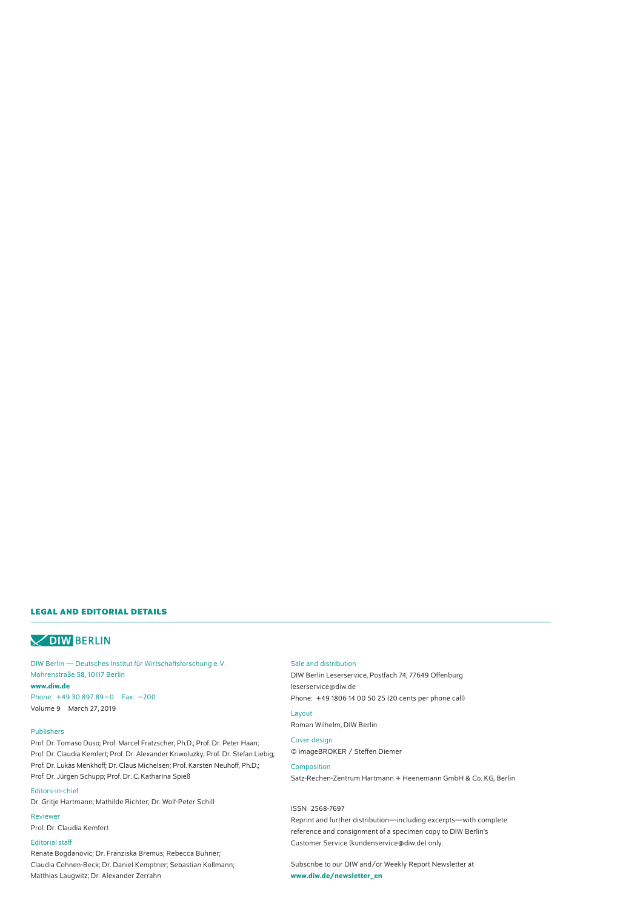## LEGAL AND EDITORIAL DETAILS

DIW BERLIN

DIW Berlin — Deutsches Institut für Wirtschaftsforschung e. V.
Mohrenstraße 58, 10117 Berlin
**www.diw.de**
Phone: +49 30 897 89–0 Fax: –200
Volume 9 March 27, 2019

Publishers
Prof. Dr. Tomaso Duso; Prof. Marcel Fratzscher, Ph.D.; Prof. Dr. Peter Haan; Prof. Dr. Claudia Kemfert; Prof. Dr. Alexander Kriwoluzky; Prof. Dr. Stefan Liebig; Prof. Dr. Lukas Menkhoff; Dr. Claus Michelsen; Prof. Karsten Neuhoff, Ph.D.; Prof. Dr. Jürgen Schupp; Prof. Dr. C. Katharina Spieß

Editors-in-chief
Dr. Gritje Hartmann; Mathilde Richter; Dr. Wolf-Peter Schill

Reviewer
Prof. Dr. Claudia Kemfert

Editorial staff
Renate Bogdanovic; Dr. Franziska Bremus; Rebecca Buhner; Claudia Cohnen-Beck; Dr. Daniel Kemptner; Sebastian Kollmann; Matthias Laugwitz; Dr. Alexander Zerrahn

Sale and distribution
DIW Berlin Leserservice, Postfach 74, 77649 Offenburg
leserservice@diw.de
Phone: +49 1806 14 00 50 25 (20 cents per phone call)

Layout
Roman Wilhelm, DIW Berlin

Cover design
© imageBROKER / Steffen Diemer

Composition
Satz-Rechen-Zentrum Hartmann + Heenemann GmbH & Co. KG, Berlin

ISSN 2568-7697
Reprint and further distribution—including excerpts—with complete reference and consignment of a specimen copy to DIW Berlin's Customer Service (kundenservice@diw.de) only.

Subscribe to our DIW and/or Weekly Report Newsletter at
**www.diw.de/newsletter_en**